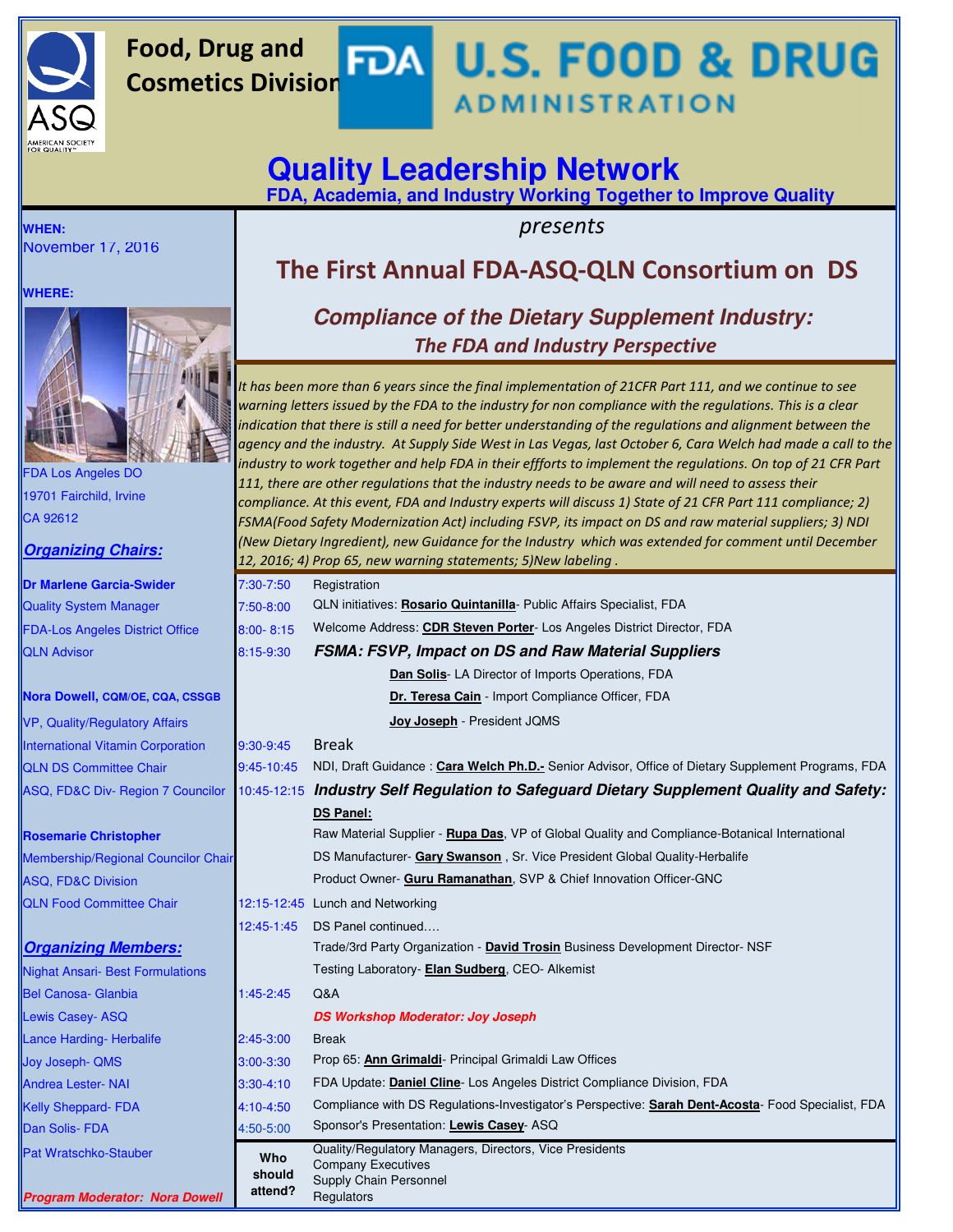**Food, Drug and Cosmetics Division**

**U.S. FOOD & DRUG ADMINISTRATION**

# Quality Leadership Network

**FDA, Academia, and Industry Working Together to Improve Quality**

*presents*

## The First Annual FDA-ASQ-QLN Consortium on DS

### *Compliance of the Dietary Supplement Industry: The FDA and Industry Perspective*

*It has been more than 6 years since the final implementation of 21CFR Part 111, and we continue to see warning letters issued by the FDA to the industry for non compliance with the regulations. This is a clear indication that there is still a need for better understanding of the regulations and alignment between the agency and the industry. At Supply Side West in Las Vegas, last October 6, Cara Welch had made a call to the industry to work together and help FDA in their effforts to implement the regulations. On top of 21 CFR Part 111, there are other regulations that the industry needs to be aware and will need to assess their compliance. At this event, FDA and Industry experts will discuss 1) State of 21 CFR Part 111 compliance; 2) FSMA(Food Safety Modernization Act) including FSVP, its impact on DS and raw material suppliers; 3) NDI (New Dietary Ingredient), new Guidance for the Industry which was extended for comment until December 12, 2016; 4) Prop 65, new warning statements; 5)New labeling .*

**WHEN:**
November 17, 2016

**WHERE:**
FDA Los Angeles DO
19701 Fairchild, Irvine
CA 92612

***Organizing Chairs:***

**Dr Marlene Garcia-Swider**
Quality System Manager
FDA-Los Angeles District Office
QLN Advisor

**Nora Dowell, CQM/OE, CQA, CSSGB**
VP, Quality/Regulatory Affairs
International Vitamin Corporation
QLN DS Committee Chair
ASQ, FD&C Div- Region 7 Councilor

**Rosemarie Christopher**
Membership/Regional Councilor Chair
ASQ, FD&C Division
QLN Food Committee Chair

***Organizing Members:***

- Nighat Ansari- Best Formulations
- Bel Canosa- Glanbia
- Lewis Casey- ASQ
- Lance Harding- Herbalife
- Joy Joseph- QMS
- Andrea Lester- NAI
- Kelly Sheppard- FDA
- Dan Solis- FDA
- Pat Wratschko-Stauber

***Program Moderator: Nora Dowell***

| | |
|---|---|
| 7:30-7:50 | Registration |
| 7:50-8:00 | QLN initiatives: **Rosario Quintanilla**- Public Affairs Specialist, FDA |
| 8:00- 8:15 | Welcome Address: **CDR Steven Porter**- Los Angeles District Director, FDA |
| 8:15-9:30 | ***FSMA: FSVP, Impact on DS and Raw Material Suppliers*** |
| | **Dan Solis**- LA Director of Imports Operations, FDA |
| | **Dr. Teresa Cain** - Import Compliance Officer, FDA |
| | **Joy Joseph** - President JQMS |
| 9:30-9:45 | Break |
| 9:45-10:45 | NDI, Draft Guidance : **Cara Welch Ph.D.-** Senior Advisor, Office of Dietary Supplement Programs, FDA |
| 10:45-12:15 | ***Industry Self Regulation to Safeguard Dietary Supplement Quality and Safety:*** |
| | **DS Panel:** |
| | Raw Material Supplier - **Rupa Das**, VP of Global Quality and Compliance-Botanical International |
| | DS Manufacturer- **Gary Swanson** , Sr. Vice President Global Quality-Herbalife |
| | Product Owner- **Guru Ramanathan**, SVP & Chief Innovation Officer-GNC |
| 12:15-12:45 | Lunch and Networking |
| 12:45-1:45 | DS Panel continued…. |
| | Trade/3rd Party Organization - **David Trosin** Business Development Director- NSF |
| | Testing Laboratory- **Elan Sudberg**, CEO- Alkemist |
| 1:45-2:45 | Q&A |
| | ***DS Workshop Moderator: Joy Joseph*** |
| 2:45-3:00 | Break |
| 3:00-3:30 | Prop 65: **Ann Grimaldi**- Principal Grimaldi Law Offices |
| 3:30-4:10 | FDA Update: **Daniel Cline**- Los Angeles District Compliance Division, FDA |
| 4:10-4:50 | Compliance with DS Regulations-Investigator's Perspective: **Sarah Dent-Acosta**- Food Specialist, FDA |
| 4:50-5:00 | Sponsor's Presentation: **Lewis Casey**- ASQ |

**Who should attend?**
Quality/Regulatory Managers, Directors, Vice Presidents
Company Executives
Supply Chain Personnel
Regulators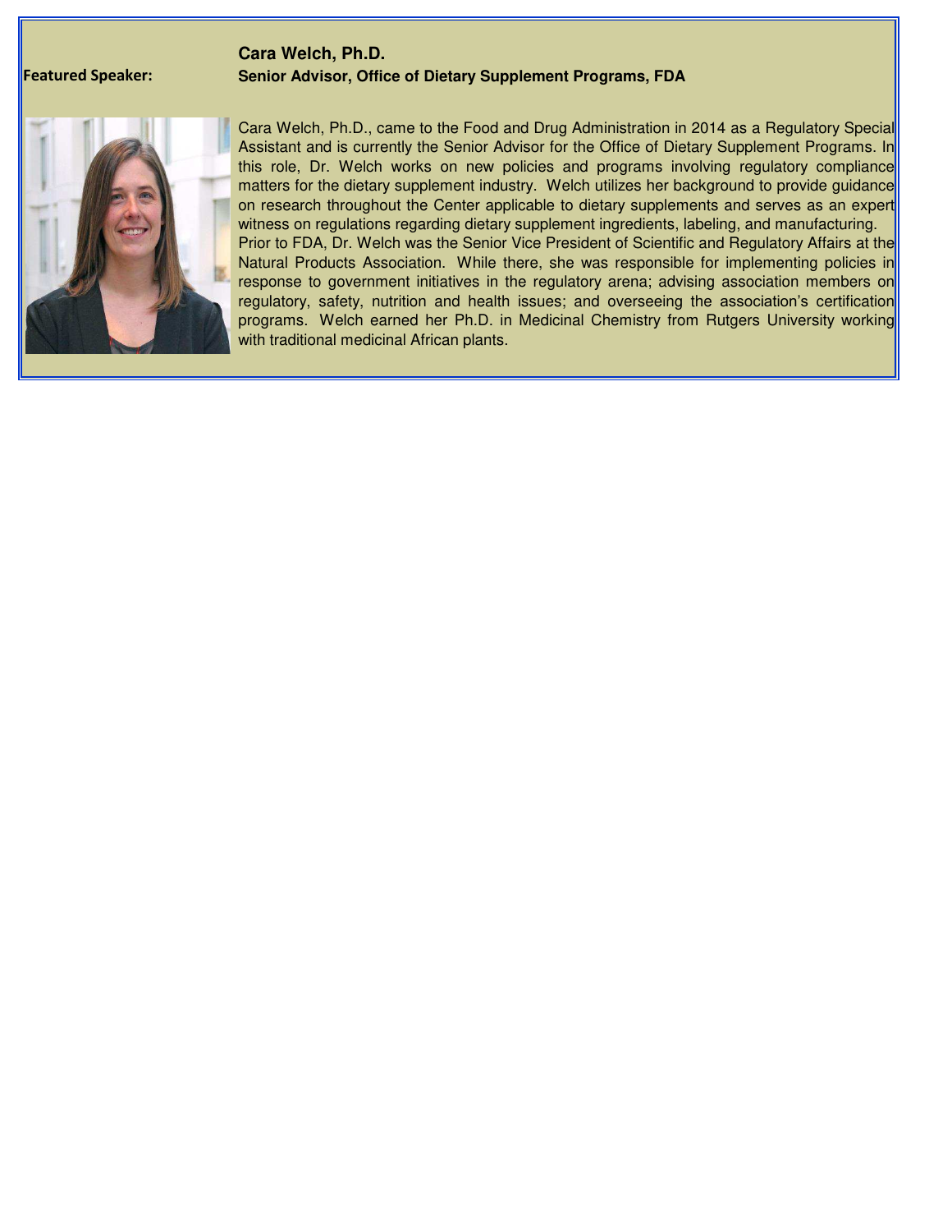**Featured Speaker:**

**Cara Welch, Ph.D.**
**Senior Advisor, Office of Dietary Supplement Programs, FDA**

Cara Welch, Ph.D., came to the Food and Drug Administration in 2014 as a Regulatory Special Assistant and is currently the Senior Advisor for the Office of Dietary Supplement Programs. In this role, Dr. Welch works on new policies and programs involving regulatory compliance matters for the dietary supplement industry. Welch utilizes her background to provide guidance on research throughout the Center applicable to dietary supplements and serves as an expert witness on regulations regarding dietary supplement ingredients, labeling, and manufacturing.
Prior to FDA, Dr. Welch was the Senior Vice President of Scientific and Regulatory Affairs at the Natural Products Association. While there, she was responsible for implementing policies in response to government initiatives in the regulatory arena; advising association members on regulatory, safety, nutrition and health issues; and overseeing the association's certification programs. Welch earned her Ph.D. in Medicinal Chemistry from Rutgers University working with traditional medicinal African plants.